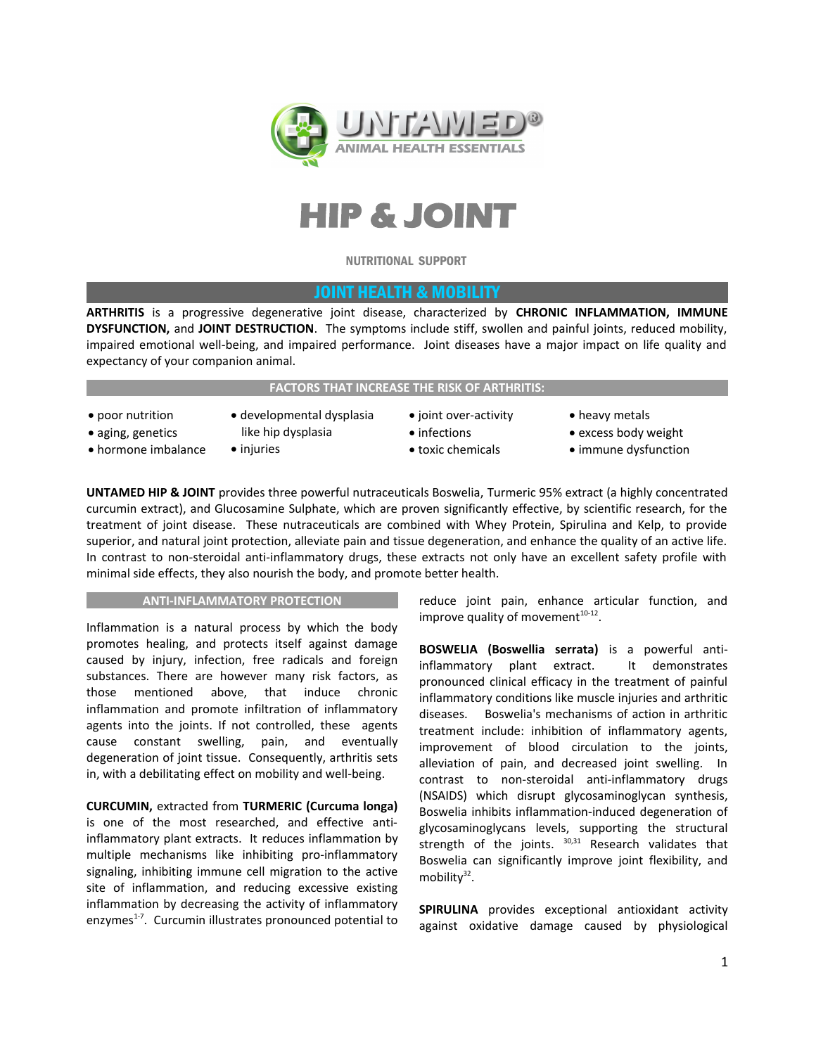UNTAMED® ANIMAL HEALTH ESSENTIALS

# HIP & JOINT

NUTRITIONAL SUPPORT

## JOINT HEALTH & MOBILITY

**ARTHRITIS** is a progressive degenerative joint disease, characterized by **CHRONIC INFLAMMATION, IMMUNE DYSFUNCTION,** and **JOINT DESTRUCTION**. The symptoms include stiff, swollen and painful joints, reduced mobility, impaired emotional well-being, and impaired performance. Joint diseases have a major impact on life quality and expectancy of your companion animal.

### FACTORS THAT INCREASE THE RISK OF ARTHRITIS:

- poor nutrition
- aging, genetics
- hormone imbalance
- developmental dysplasia like hip dysplasia
- injuries
- joint over-activity
- infections
- toxic chemicals
- heavy metals
- excess body weight
- immune dysfunction

**UNTAMED HIP & JOINT** provides three powerful nutraceuticals Boswelia, Turmeric 95% extract (a highly concentrated curcumin extract), and Glucosamine Sulphate, which are proven significantly effective, by scientific research, for the treatment of joint disease. These nutraceuticals are combined with Whey Protein, Spirulina and Kelp, to provide superior, and natural joint protection, alleviate pain and tissue degeneration, and enhance the quality of an active life. In contrast to non-steroidal anti-inflammatory drugs, these extracts not only have an excellent safety profile with minimal side effects, they also nourish the body, and promote better health.

### ANTI-INFLAMMATORY PROTECTION

Inflammation is a natural process by which the body promotes healing, and protects itself against damage caused by injury, infection, free radicals and foreign substances. There are however many risk factors, as those mentioned above, that induce chronic inflammation and promote infiltration of inflammatory agents into the joints. If not controlled, these agents cause constant swelling, pain, and eventually degeneration of joint tissue. Consequently, arthritis sets in, with a debilitating effect on mobility and well-being.

**CURCUMIN,** extracted from **TURMERIC (Curcuma longa)** is one of the most researched, and effective anti-inflammatory plant extracts. It reduces inflammation by multiple mechanisms like inhibiting pro-inflammatory signaling, inhibiting immune cell migration to the active site of inflammation, and reducing excessive existing inflammation by decreasing the activity of inflammatory enzymes[1-7]. Curcumin illustrates pronounced potential to reduce joint pain, enhance articular function, and improve quality of movement[10-12].

**BOSWELIA (Boswellia serrata)** is a powerful anti-inflammatory plant extract. It demonstrates pronounced clinical efficacy in the treatment of painful inflammatory conditions like muscle injuries and arthritic diseases. Boswelia's mechanisms of action in arthritic treatment include: inhibition of inflammatory agents, improvement of blood circulation to the joints, alleviation of pain, and decreased joint swelling. In contrast to non-steroidal anti-inflammatory drugs (NSAIDS) which disrupt glycosaminoglycan synthesis, Boswelia inhibits inflammation-induced degeneration of glycosaminoglycans levels, supporting the structural strength of the joints. [30,31] Research validates that Boswelia can significantly improve joint flexibility, and mobility[32].

**SPIRULINA** provides exceptional antioxidant activity against oxidative damage caused by physiological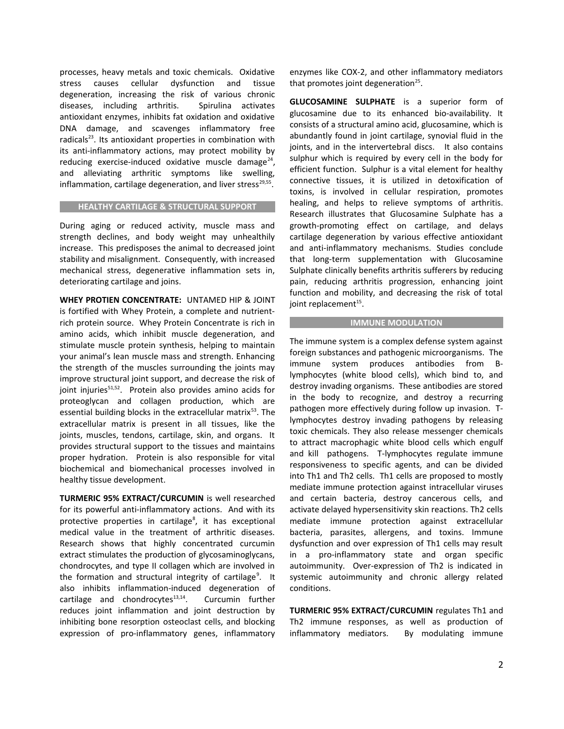processes, heavy metals and toxic chemicals. Oxidative stress causes cellular dysfunction and tissue degeneration, increasing the risk of various chronic diseases, including arthritis. Spirulina activates antioxidant enzymes, inhibits fat oxidation and oxidative DNA damage, and scavenges inflammatory free radicals[23]. Its antioxidant properties in combination with its anti-inflammatory actions, may protect mobility by reducing exercise-induced oxidative muscle damage[24], and alleviating arthritic symptoms like swelling, inflammation, cartilage degeneration, and liver stress[29,55].

## HEALTHY CARTILAGE & STRUCTURAL SUPPORT

During aging or reduced activity, muscle mass and strength declines, and body weight may unhealthily increase. This predisposes the animal to decreased joint stability and misalignment. Consequently, with increased mechanical stress, degenerative inflammation sets in, deteriorating cartilage and joins.

**WHEY PROTIEN CONCENTRATE:** UNTAMED HIP & JOINT is fortified with Whey Protein, a complete and nutrient-rich protein source. Whey Protein Concentrate is rich in amino acids, which inhibit muscle degeneration, and stimulate muscle protein synthesis, helping to maintain your animal's lean muscle mass and strength. Enhancing the strength of the muscles surrounding the joints may improve structural joint support, and decrease the risk of joint injuries[51,52]. Protein also provides amino acids for proteoglycan and collagen production, which are essential building blocks in the extracellular matrix[53]. The extracellular matrix is present in all tissues, like the joints, muscles, tendons, cartilage, skin, and organs. It provides structural support to the tissues and maintains proper hydration. Protein is also responsible for vital biochemical and biomechanical processes involved in healthy tissue development.

**TURMERIC 95% EXTRACT/CURCUMIN** is well researched for its powerful anti-inflammatory actions. And with its protective properties in cartilage[8], it has exceptional medical value in the treatment of arthritic diseases. Research shows that highly concentrated curcumin extract stimulates the production of glycosaminoglycans, chondrocytes, and type II collagen which are involved in the formation and structural integrity of cartilage[9]. It also inhibits inflammation-induced degeneration of cartilage and chondrocytes[13,14]. Curcumin further reduces joint inflammation and joint destruction by inhibiting bone resorption osteoclast cells, and blocking expression of pro-inflammatory genes, inflammatory enzymes like COX-2, and other inflammatory mediators that promotes joint degeneration[25].

**GLUCOSAMINE SULPHATE** is a superior form of glucosamine due to its enhanced bio-availability. It consists of a structural amino acid, glucosamine, which is abundantly found in joint cartilage, synovial fluid in the joints, and in the intervertebral discs. It also contains sulphur which is required by every cell in the body for efficient function. Sulphur is a vital element for healthy connective tissues, it is utilized in detoxification of toxins, is involved in cellular respiration, promotes healing, and helps to relieve symptoms of arthritis. Research illustrates that Glucosamine Sulphate has a growth-promoting effect on cartilage, and delays cartilage degeneration by various effective antioxidant and anti-inflammatory mechanisms. Studies conclude that long-term supplementation with Glucosamine Sulphate clinically benefits arthritis sufferers by reducing pain, reducing arthritis progression, enhancing joint function and mobility, and decreasing the risk of total joint replacement[15].

## IMMUNE MODULATION

The immune system is a complex defense system against foreign substances and pathogenic microorganisms. The immune system produces antibodies from B-lymphocytes (white blood cells), which bind to, and destroy invading organisms. These antibodies are stored in the body to recognize, and destroy a recurring pathogen more effectively during follow up invasion. T-lymphocytes destroy invading pathogens by releasing toxic chemicals. They also release messenger chemicals to attract macrophagic white blood cells which engulf and kill pathogens. T-lymphocytes regulate immune responsiveness to specific agents, and can be divided into Th1 and Th2 cells. Th1 cells are proposed to mostly mediate immune protection against intracellular viruses and certain bacteria, destroy cancerous cells, and activate delayed hypersensitivity skin reactions. Th2 cells mediate immune protection against extracellular bacteria, parasites, allergens, and toxins. Immune dysfunction and over expression of Th1 cells may result in a pro-inflammatory state and organ specific autoimmunity. Over-expression of Th2 is indicated in systemic autoimmunity and chronic allergy related conditions.

**TURMERIC 95% EXTRACT/CURCUMIN** regulates Th1 and Th2 immune responses, as well as production of inflammatory mediators. By modulating immune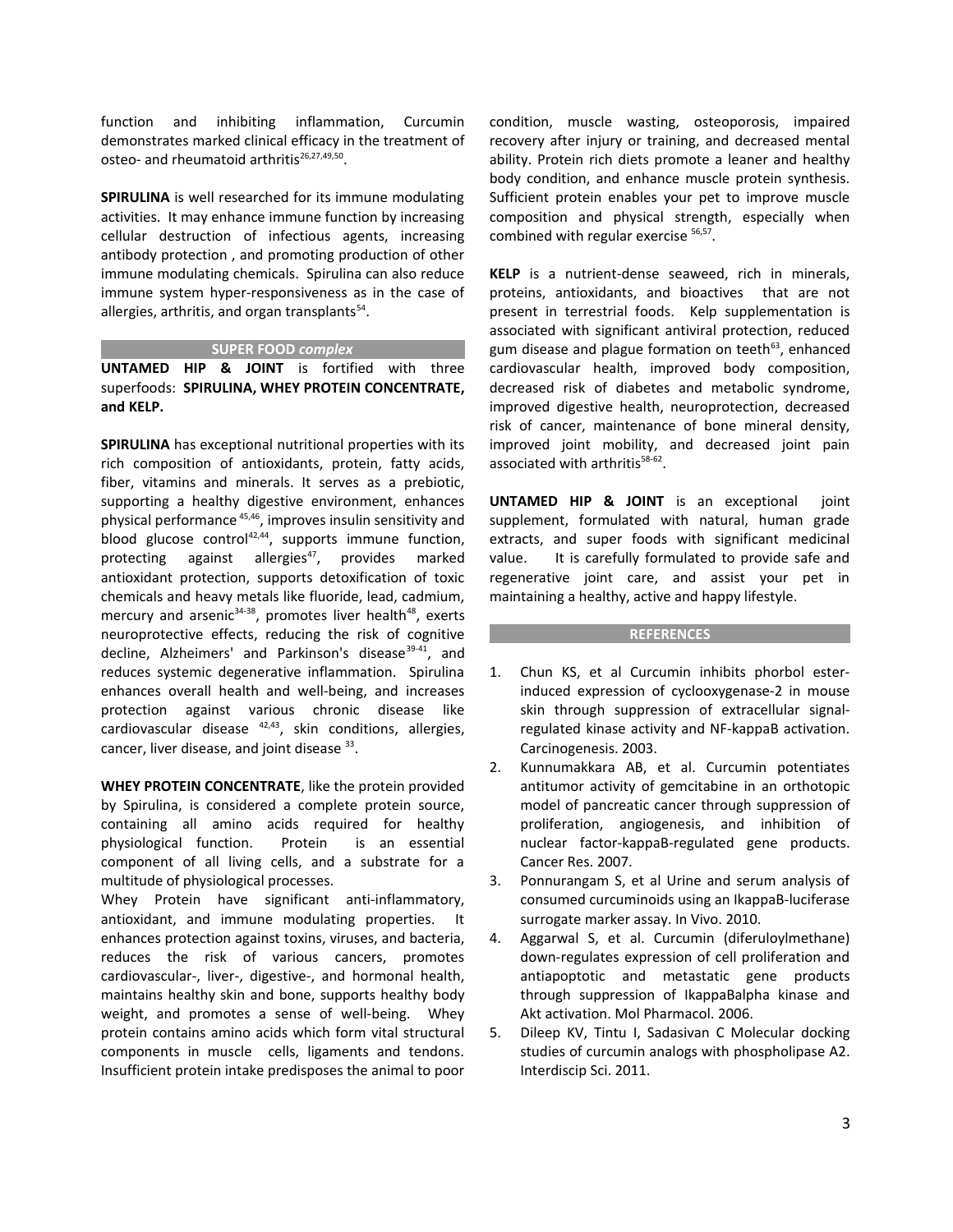function and inhibiting inflammation, Curcumin demonstrates marked clinical efficacy in the treatment of osteo- and rheumatoid arthritis[26,27,49,50].

**SPIRULINA** is well researched for its immune modulating activities. It may enhance immune function by increasing cellular destruction of infectious agents, increasing antibody protection , and promoting production of other immune modulating chemicals. Spirulina can also reduce immune system hyper-responsiveness as in the case of allergies, arthritis, and organ transplants[54].

## SUPER FOOD *complex*

**UNTAMED HIP & JOINT** is fortified with three superfoods: **SPIRULINA, WHEY PROTEIN CONCENTRATE, and KELP.**

**SPIRULINA** has exceptional nutritional properties with its rich composition of antioxidants, protein, fatty acids, fiber, vitamins and minerals. It serves as a prebiotic, supporting a healthy digestive environment, enhances physical performance [45,46], improves insulin sensitivity and blood glucose control[42,44], supports immune function, protecting against allergies[47], provides marked antioxidant protection, supports detoxification of toxic chemicals and heavy metals like fluoride, lead, cadmium, mercury and arsenic[34-38], promotes liver health[48], exerts neuroprotective effects, reducing the risk of cognitive decline, Alzheimers' and Parkinson's disease[39-41], and reduces systemic degenerative inflammation. Spirulina enhances overall health and well-being, and increases protection against various chronic disease like cardiovascular disease [42,43], skin conditions, allergies, cancer, liver disease, and joint disease [33].

**WHEY PROTEIN CONCENTRATE**, like the protein provided by Spirulina, is considered a complete protein source, containing all amino acids required for healthy physiological function. Protein is an essential component of all living cells, and a substrate for a multitude of physiological processes.
Whey Protein have significant anti-inflammatory, antioxidant, and immune modulating properties. It enhances protection against toxins, viruses, and bacteria, reduces the risk of various cancers, promotes cardiovascular-, liver-, digestive-, and hormonal health, maintains healthy skin and bone, supports healthy body weight, and promotes a sense of well-being. Whey protein contains amino acids which form vital structural components in muscle cells, ligaments and tendons. Insufficient protein intake predisposes the animal to poor condition, muscle wasting, osteoporosis, impaired recovery after injury or training, and decreased mental ability. Protein rich diets promote a leaner and healthy body condition, and enhance muscle protein synthesis. Sufficient protein enables your pet to improve muscle composition and physical strength, especially when combined with regular exercise [56,57].

**KELP** is a nutrient-dense seaweed, rich in minerals, proteins, antioxidants, and bioactives that are not present in terrestrial foods. Kelp supplementation is associated with significant antiviral protection, reduced gum disease and plague formation on teeth[63], enhanced cardiovascular health, improved body composition, decreased risk of diabetes and metabolic syndrome, improved digestive health, neuroprotection, decreased risk of cancer, maintenance of bone mineral density, improved joint mobility, and decreased joint pain associated with arthritis[58-62].

**UNTAMED HIP & JOINT** is an exceptional joint supplement, formulated with natural, human grade extracts, and super foods with significant medicinal value. It is carefully formulated to provide safe and regenerative joint care, and assist your pet in maintaining a healthy, active and happy lifestyle.

## REFERENCES

1. Chun KS, et al Curcumin inhibits phorbol ester-induced expression of cyclooxygenase-2 in mouse skin through suppression of extracellular signal-regulated kinase activity and NF-kappaB activation. Carcinogenesis. 2003.
2. Kunnumakkara AB, et al. Curcumin potentiates antitumor activity of gemcitabine in an orthotopic model of pancreatic cancer through suppression of proliferation, angiogenesis, and inhibition of nuclear factor-kappaB-regulated gene products. Cancer Res. 2007.
3. Ponnurangam S, et al Urine and serum analysis of consumed curcuminoids using an IkappaB-luciferase surrogate marker assay. In Vivo. 2010.
4. Aggarwal S, et al. Curcumin (diferuloylmethane) down-regulates expression of cell proliferation and antiapoptotic and metastatic gene products through suppression of IkappaBalpha kinase and Akt activation. Mol Pharmacol. 2006.
5. Dileep KV, Tintu I, Sadasivan C Molecular docking studies of curcumin analogs with phospholipase A2. Interdiscip Sci. 2011.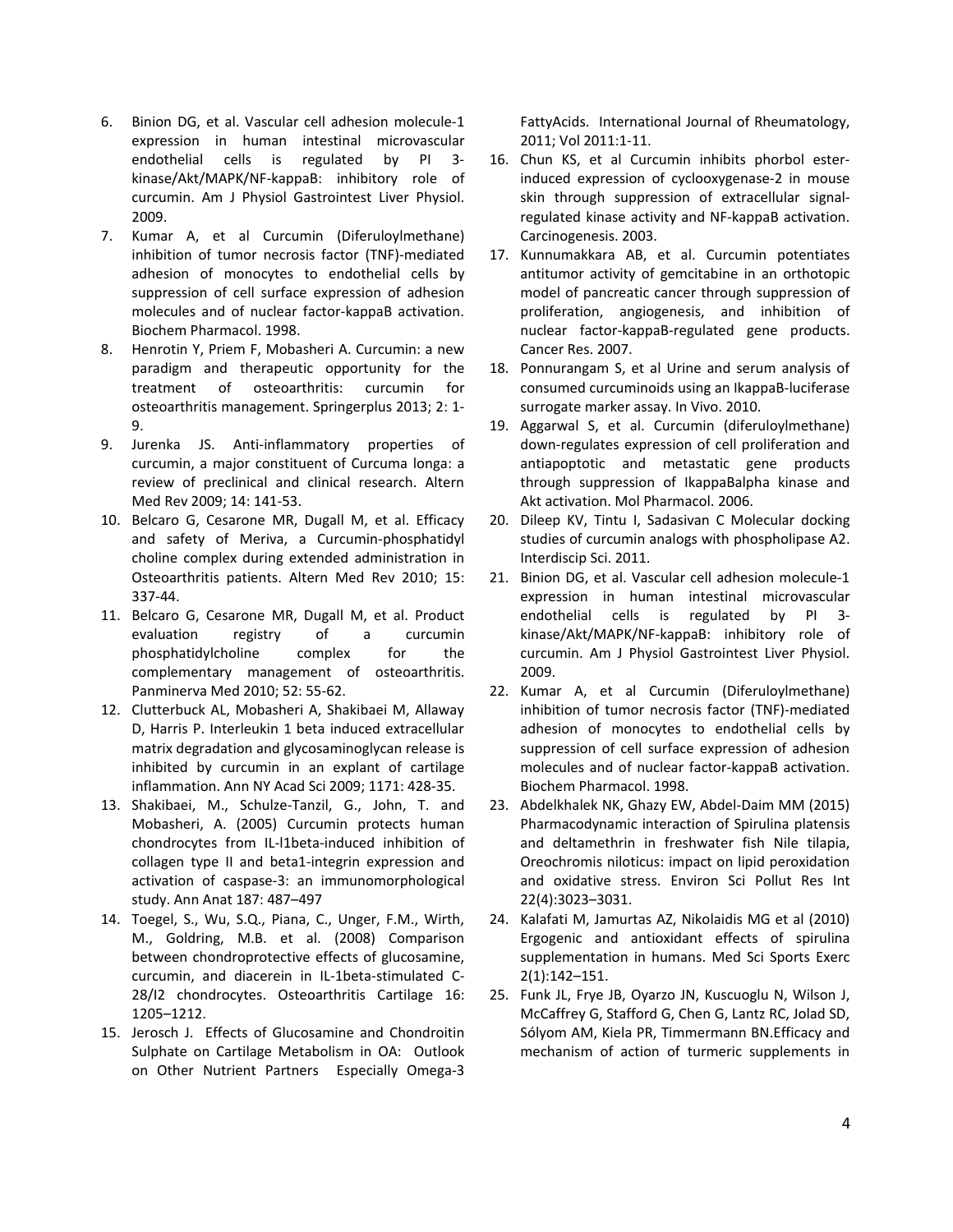6. Binion DG, et al. Vascular cell adhesion molecule-1 expression in human intestinal microvascular endothelial cells is regulated by PI 3-kinase/Akt/MAPK/NF-kappaB: inhibitory role of curcumin. Am J Physiol Gastrointest Liver Physiol. 2009.
7. Kumar A, et al Curcumin (Diferuloylmethane) inhibition of tumor necrosis factor (TNF)-mediated adhesion of monocytes to endothelial cells by suppression of cell surface expression of adhesion molecules and of nuclear factor-kappaB activation. Biochem Pharmacol. 1998.
8. Henrotin Y, Priem F, Mobasheri A. Curcumin: a new paradigm and therapeutic opportunity for the treatment of osteoarthritis: curcumin for osteoarthritis management. Springerplus 2013; 2: 1-9.
9. Jurenka JS. Anti-inflammatory properties of curcumin, a major constituent of Curcuma longa: a review of preclinical and clinical research. Altern Med Rev 2009; 14: 141-53.
10. Belcaro G, Cesarone MR, Dugall M, et al. Efficacy and safety of Meriva, a Curcumin-phosphatidyl choline complex during extended administration in Osteoarthritis patients. Altern Med Rev 2010; 15: 337-44.
11. Belcaro G, Cesarone MR, Dugall M, et al. Product evaluation registry of a curcumin phosphatidylcholine complex for the complementary management of osteoarthritis. Panminerva Med 2010; 52: 55-62.
12. Clutterbuck AL, Mobasheri A, Shakibaei M, Allaway D, Harris P. Interleukin 1 beta induced extracellular matrix degradation and glycosaminoglycan release is inhibited by curcumin in an explant of cartilage inflammation. Ann NY Acad Sci 2009; 1171: 428-35.
13. Shakibaei, M., Schulze-Tanzil, G., John, T. and Mobasheri, A. (2005) Curcumin protects human chondrocytes from IL-l1beta-induced inhibition of collagen type II and beta1-integrin expression and activation of caspase-3: an immunomorphological study. Ann Anat 187: 487–497
14. Toegel, S., Wu, S.Q., Piana, C., Unger, F.M., Wirth, M., Goldring, M.B. et al. (2008) Comparison between chondroprotective effects of glucosamine, curcumin, and diacerein in IL-1beta-stimulated C-28/I2 chondrocytes. Osteoarthritis Cartilage 16: 1205–1212.
15. Jerosch J. Effects of Glucosamine and Chondroitin Sulphate on Cartilage Metabolism in OA: Outlook on Other Nutrient Partners Especially Omega-3 FattyAcids. International Journal of Rheumatology, 2011; Vol 2011:1-11.
16. Chun KS, et al Curcumin inhibits phorbol ester-induced expression of cyclooxygenase-2 in mouse skin through suppression of extracellular signal-regulated kinase activity and NF-kappaB activation. Carcinogenesis. 2003.
17. Kunnumakkara AB, et al. Curcumin potentiates antitumor activity of gemcitabine in an orthotopic model of pancreatic cancer through suppression of proliferation, angiogenesis, and inhibition of nuclear factor-kappaB-regulated gene products. Cancer Res. 2007.
18. Ponnurangam S, et al Urine and serum analysis of consumed curcuminoids using an IkappaB-luciferase surrogate marker assay. In Vivo. 2010.
19. Aggarwal S, et al. Curcumin (diferuloylmethane) down-regulates expression of cell proliferation and antiapoptotic and metastatic gene products through suppression of IkappaBalpha kinase and Akt activation. Mol Pharmacol. 2006.
20. Dileep KV, Tintu I, Sadasivan C Molecular docking studies of curcumin analogs with phospholipase A2. Interdiscip Sci. 2011.
21. Binion DG, et al. Vascular cell adhesion molecule-1 expression in human intestinal microvascular endothelial cells is regulated by PI 3-kinase/Akt/MAPK/NF-kappaB: inhibitory role of curcumin. Am J Physiol Gastrointest Liver Physiol. 2009.
22. Kumar A, et al Curcumin (Diferuloylmethane) inhibition of tumor necrosis factor (TNF)-mediated adhesion of monocytes to endothelial cells by suppression of cell surface expression of adhesion molecules and of nuclear factor-kappaB activation. Biochem Pharmacol. 1998.
23. Abdelkhalek NK, Ghazy EW, Abdel-Daim MM (2015) Pharmacodynamic interaction of Spirulina platensis and deltamethrin in freshwater fish Nile tilapia, Oreochromis niloticus: impact on lipid peroxidation and oxidative stress. Environ Sci Pollut Res Int 22(4):3023–3031.
24. Kalafati M, Jamurtas AZ, Nikolaidis MG et al (2010) Ergogenic and antioxidant effects of spirulina supplementation in humans. Med Sci Sports Exerc 2(1):142–151.
25. Funk JL, Frye JB, Oyarzo JN, Kuscuoglu N, Wilson J, McCaffrey G, Stafford G, Chen G, Lantz RC, Jolad SD, Sólyom AM, Kiela PR, Timmermann BN.Efficacy and mechanism of action of turmeric supplements in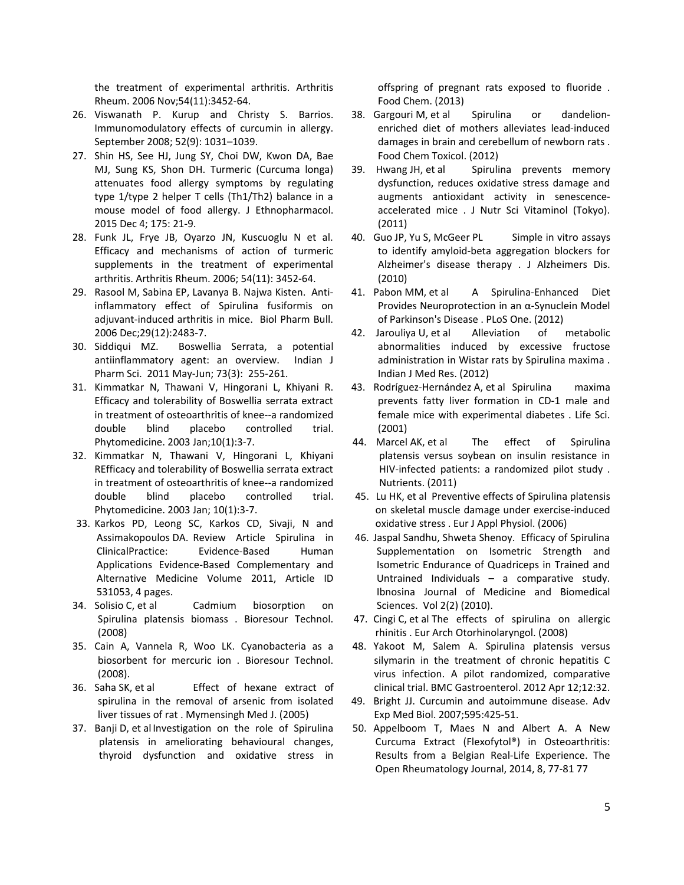the treatment of experimental arthritis. Arthritis Rheum. 2006 Nov;54(11):3452-64.

26. Viswanath P. Kurup and Christy S. Barrios. Immunomodulatory effects of curcumin in allergy. September 2008; 52(9): 1031–1039.
27. Shin HS, See HJ, Jung SY, Choi DW, Kwon DA, Bae MJ, Sung KS, Shon DH. Turmeric (Curcuma longa) attenuates food allergy symptoms by regulating type 1/type 2 helper T cells (Th1/Th2) balance in a mouse model of food allergy. J Ethnopharmacol. 2015 Dec 4; 175: 21-9.
28. Funk JL, Frye JB, Oyarzo JN, Kuscuoglu N et al. Efficacy and mechanisms of action of turmeric supplements in the treatment of experimental arthritis. Arthritis Rheum. 2006; 54(11): 3452-64.
29. Rasool M, Sabina EP, Lavanya B. Najwa Kisten. Anti-inflammatory effect of Spirulina fusiformis on adjuvant-induced arthritis in mice. Biol Pharm Bull. 2006 Dec;29(12):2483-7.
30. Siddiqui MZ. Boswellia Serrata, a potential antiinflammatory agent: an overview. Indian J Pharm Sci. 2011 May-Jun; 73(3): 255-261.
31. Kimmatkar N, Thawani V, Hingorani L, Khiyani R. Efficacy and tolerability of Boswellia serrata extract in treatment of osteoarthritis of knee--a randomized double blind placebo controlled trial. Phytomedicine. 2003 Jan;10(1):3-7.
32. Kimmatkar N, Thawani V, Hingorani L, Khiyani REfficacy and tolerability of Boswellia serrata extract in treatment of osteoarthritis of knee--a randomized double blind placebo controlled trial. Phytomedicine. 2003 Jan; 10(1):3-7.
33. Karkos PD, Leong SC, Karkos CD, Sivaji, N and Assimakopoulos DA. Review Article Spirulina in ClinicalPractice: Evidence-Based Human Applications Evidence-Based Complementary and Alternative Medicine Volume 2011, Article ID 531053, 4 pages.
34. Solisio C, et al Cadmium biosorption on Spirulina platensis biomass . Bioresour Technol. (2008)
35. Cain A, Vannela R, Woo LK. Cyanobacteria as a biosorbent for mercuric ion . Bioresour Technol. (2008).
36. Saha SK, et al Effect of hexane extract of spirulina in the removal of arsenic from isolated liver tissues of rat . Mymensingh Med J. (2005)
37. Banji D, et al Investigation on the role of Spirulina platensis in ameliorating behavioural changes, thyroid dysfunction and oxidative stress in offspring of pregnant rats exposed to fluoride . Food Chem. (2013)
38. Gargouri M, et al Spirulina or dandelion-enriched diet of mothers alleviates lead-induced damages in brain and cerebellum of newborn rats . Food Chem Toxicol. (2012)
39. Hwang JH, et al Spirulina prevents memory dysfunction, reduces oxidative stress damage and augments antioxidant activity in senescence-accelerated mice . J Nutr Sci Vitaminol (Tokyo). (2011)
40. Guo JP, Yu S, McGeer PL Simple in vitro assays to identify amyloid-beta aggregation blockers for Alzheimer's disease therapy . J Alzheimers Dis. (2010)
41. Pabon MM, et al A Spirulina-Enhanced Diet Provides Neuroprotection in an α-Synuclein Model of Parkinson's Disease . PLoS One. (2012)
42. Jarouliya U, et al Alleviation of metabolic abnormalities induced by excessive fructose administration in Wistar rats by Spirulina maxima . Indian J Med Res. (2012)
43. Rodríguez-Hernández A, et al Spirulina maxima prevents fatty liver formation in CD-1 male and female mice with experimental diabetes . Life Sci. (2001)
44. Marcel AK, et al The effect of Spirulina platensis versus soybean on insulin resistance in HIV-infected patients: a randomized pilot study . Nutrients. (2011)
45. Lu HK, et al Preventive effects of Spirulina platensis on skeletal muscle damage under exercise-induced oxidative stress . Eur J Appl Physiol. (2006)
46. Jaspal Sandhu, Shweta Shenoy. Efficacy of Spirulina Supplementation on Isometric Strength and Isometric Endurance of Quadriceps in Trained and Untrained Individuals – a comparative study. Ibnosina Journal of Medicine and Biomedical Sciences. Vol 2(2) (2010).
47. Cingi C, et al The effects of spirulina on allergic rhinitis . Eur Arch Otorhinolaryngol. (2008)
48. Yakoot M, Salem A. Spirulina platensis versus silymarin in the treatment of chronic hepatitis C virus infection. A pilot randomized, comparative clinical trial. BMC Gastroenterol. 2012 Apr 12;12:32.
49. Bright JJ. Curcumin and autoimmune disease. Adv Exp Med Biol. 2007;595:425-51.
50. Appelboom T, Maes N and Albert A. A New Curcuma Extract (Flexofytol®) in Osteoarthritis: Results from a Belgian Real-Life Experience. The Open Rheumatology Journal, 2014, 8, 77-81 77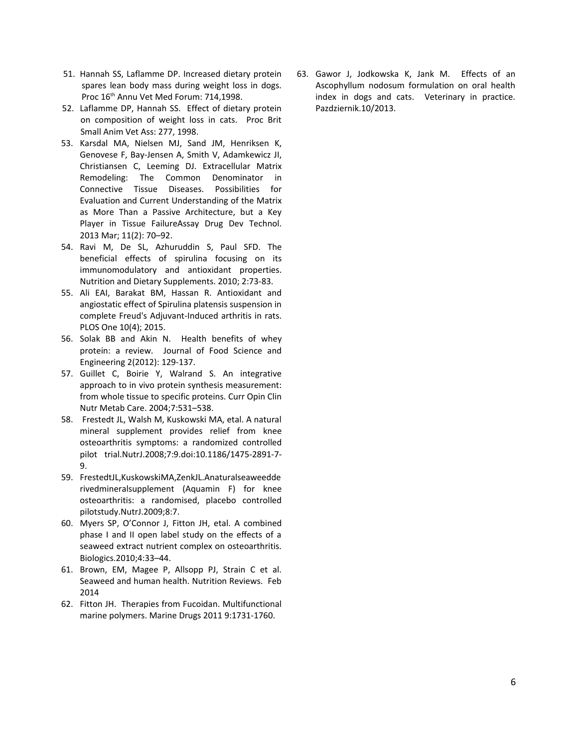51. Hannah SS, Laflamme DP. Increased dietary protein spares lean body mass during weight loss in dogs. Proc 16th Annu Vet Med Forum: 714,1998.
52. Laflamme DP, Hannah SS. Effect of dietary protein on composition of weight loss in cats. Proc Brit Small Anim Vet Ass: 277, 1998.
53. Karsdal MA, Nielsen MJ, Sand JM, Henriksen K, Genovese F, Bay-Jensen A, Smith V, Adamkewicz JI, Christiansen C, Leeming DJ. Extracellular Matrix Remodeling: The Common Denominator in Connective Tissue Diseases. Possibilities for Evaluation and Current Understanding of the Matrix as More Than a Passive Architecture, but a Key Player in Tissue FailureAssay Drug Dev Technol. 2013 Mar; 11(2): 70–92.
54. Ravi M, De SL, Azhuruddin S, Paul SFD. The beneficial effects of spirulina focusing on its immunomodulatory and antioxidant properties. Nutrition and Dietary Supplements. 2010; 2:73-83.
55. Ali EAI, Barakat BM, Hassan R. Antioxidant and angiostatic effect of Spirulina platensis suspension in complete Freud's Adjuvant-Induced arthritis in rats. PLOS One 10(4); 2015.
56. Solak BB and Akin N. Health benefits of whey protein: a review. Journal of Food Science and Engineering 2(2012): 129-137.
57. Guillet C, Boirie Y, Walrand S. An integrative approach to in vivo protein synthesis measurement: from whole tissue to specific proteins. Curr Opin Clin Nutr Metab Care. 2004;7:531–538.
58. Frestedt JL, Walsh M, Kuskowski MA, etal. A natural mineral supplement provides relief from knee osteoarthritis symptoms: a randomized controlled pilot trial.NutrJ.2008;7:9.doi:10.1186/1475-2891-7-9.
59. FrestedtJL,KuskowskiMA,ZenkJL.Anaturalseaweedderivedmineralsupplement (Aquamin F) for knee osteoarthritis: a randomised, placebo controlled pilotstudy.NutrJ.2009;8:7.
60. Myers SP, O'Connor J, Fitton JH, etal. A combined phase I and II open label study on the effects of a seaweed extract nutrient complex on osteoarthritis. Biologics.2010;4:33–44.
61. Brown, EM, Magee P, Allsopp PJ, Strain C et al. Seaweed and human health. Nutrition Reviews. Feb 2014
62. Fitton JH. Therapies from Fucoidan. Multifunctional marine polymers. Marine Drugs 2011 9:1731-1760.
63. Gawor J, Jodkowska K, Jank M. Effects of an Ascophyllum nodosum formulation on oral health index in dogs and cats. Veterinary in practice. Pazdziernik.10/2013.